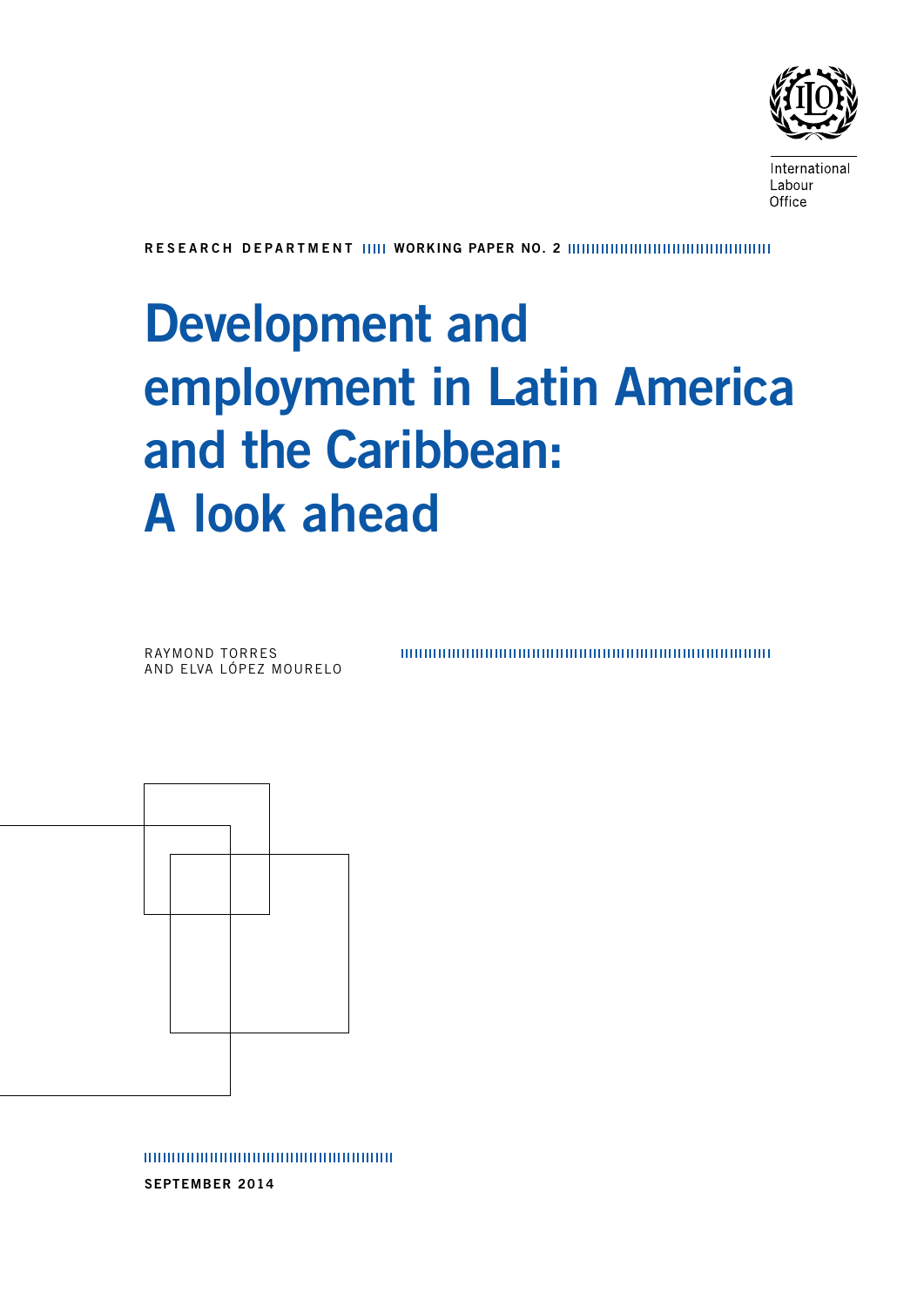International Labour Office

RESEARCH DEPARTMENT WORKING PAPER NO. 2

# Development and employment in Latin America and the Caribbean: A look ahead

RAYMOND TORRES
AND ELVA LÓPEZ MOURELO

SEPTEMBER 2014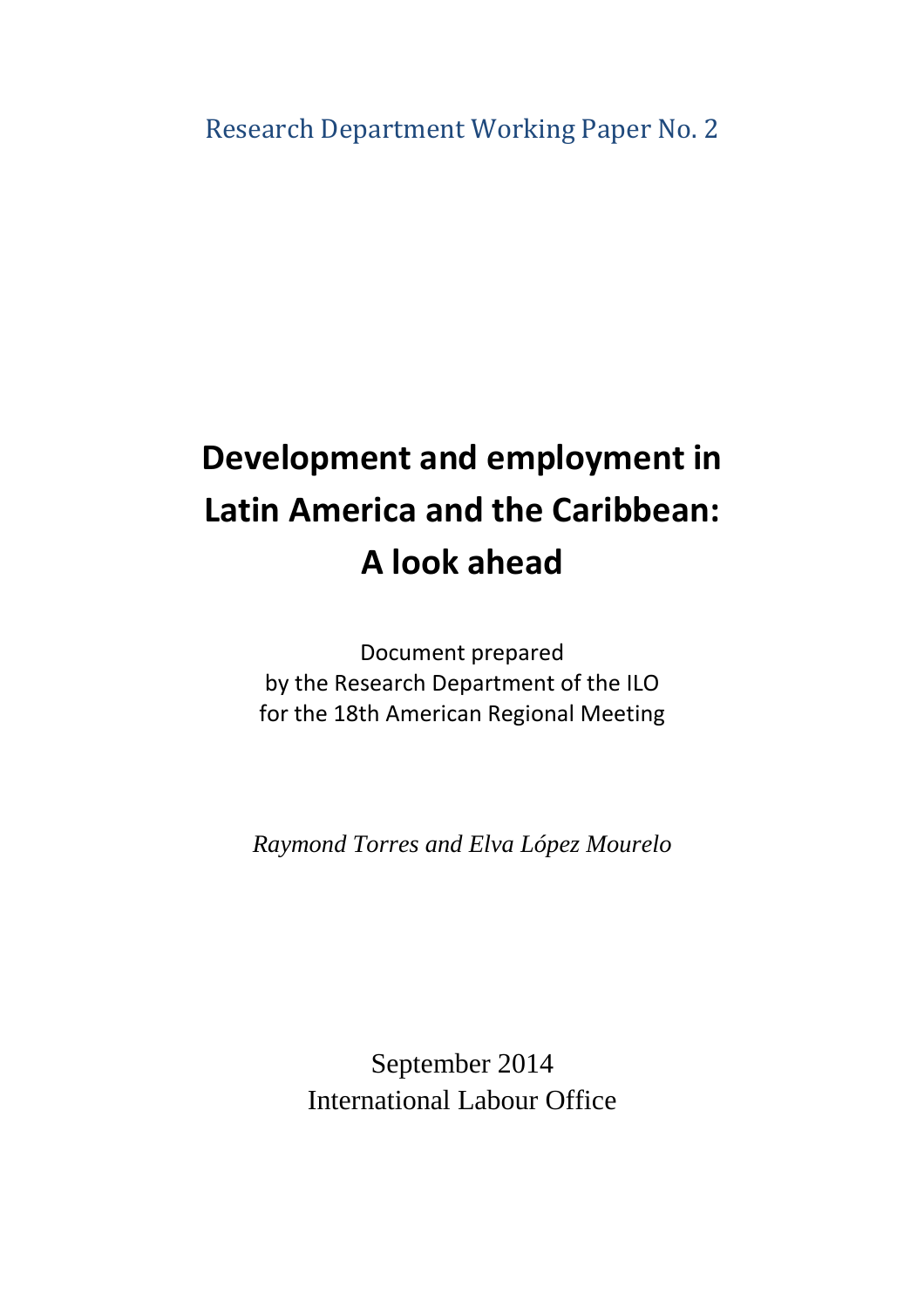Research Department Working Paper No. 2

# Development and employment in Latin America and the Caribbean: A look ahead

Document prepared
by the Research Department of the ILO
for the 18th American Regional Meeting

*Raymond Torres and Elva López Mourelo*

September 2014
International Labour Office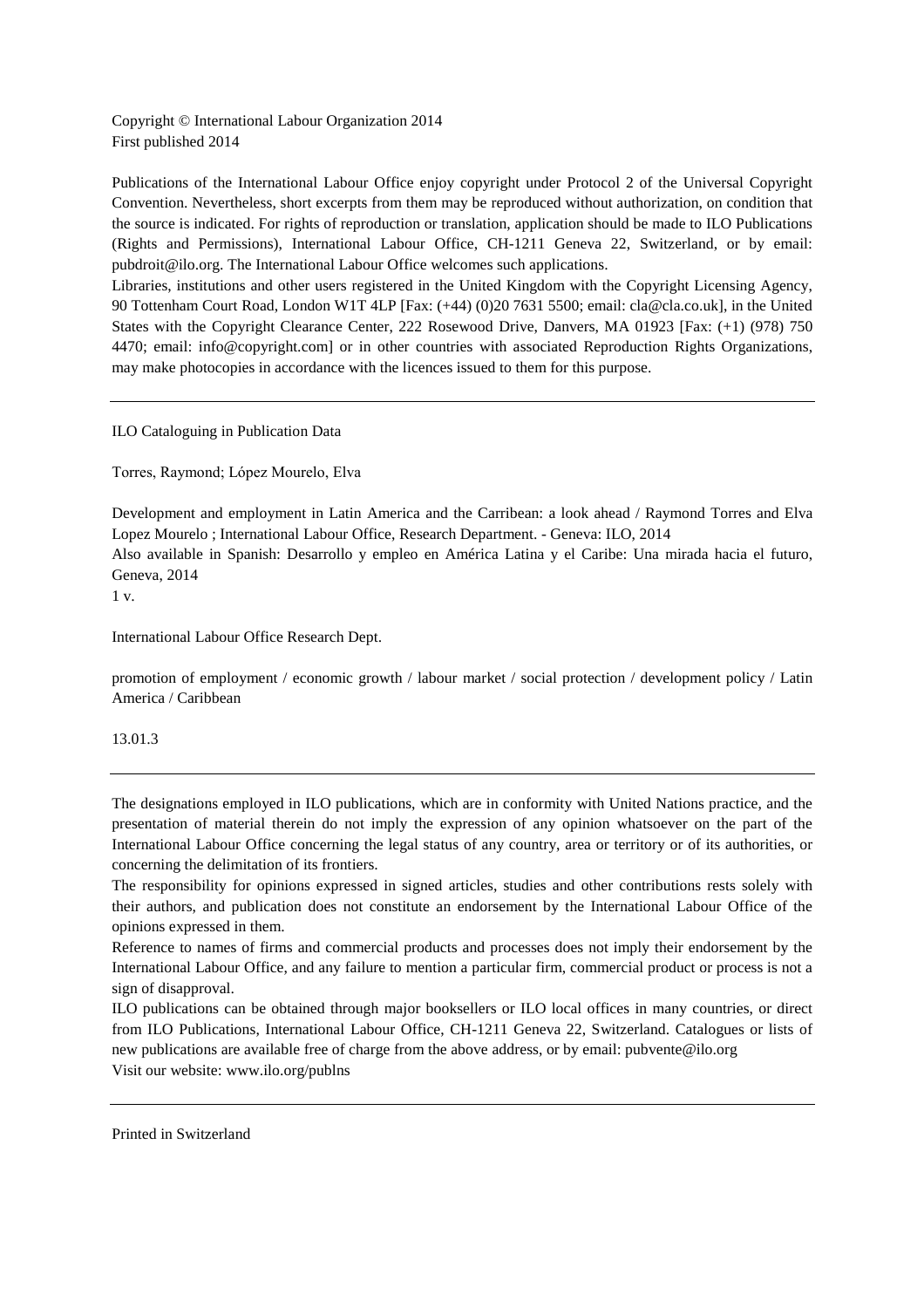Copyright © International Labour Organization 2014
First published 2014

Publications of the International Labour Office enjoy copyright under Protocol 2 of the Universal Copyright Convention. Nevertheless, short excerpts from them may be reproduced without authorization, on condition that the source is indicated. For rights of reproduction or translation, application should be made to ILO Publications (Rights and Permissions), International Labour Office, CH-1211 Geneva 22, Switzerland, or by email: pubdroit@ilo.org. The International Labour Office welcomes such applications.
Libraries, institutions and other users registered in the United Kingdom with the Copyright Licensing Agency, 90 Tottenham Court Road, London W1T 4LP [Fax: (+44) (0)20 7631 5500; email: cla@cla.co.uk], in the United States with the Copyright Clearance Center, 222 Rosewood Drive, Danvers, MA 01923 [Fax: (+1) (978) 750 4470; email: info@copyright.com] or in other countries with associated Reproduction Rights Organizations, may make photocopies in accordance with the licences issued to them for this purpose.

---

ILO Cataloguing in Publication Data

Torres, Raymond; López Mourelo, Elva

Development and employment in Latin America and the Carribean: a look ahead / Raymond Torres and Elva Lopez Mourelo ; International Labour Office, Research Department. - Geneva: ILO, 2014
Also available in Spanish: Desarrollo y empleo en América Latina y el Caribe: Una mirada hacia el futuro, Geneva, 2014
1 v.

International Labour Office Research Dept.

promotion of employment / economic growth / labour market / social protection / development policy / Latin America / Caribbean

13.01.3

---

The designations employed in ILO publications, which are in conformity with United Nations practice, and the presentation of material therein do not imply the expression of any opinion whatsoever on the part of the International Labour Office concerning the legal status of any country, area or territory or of its authorities, or concerning the delimitation of its frontiers.
The responsibility for opinions expressed in signed articles, studies and other contributions rests solely with their authors, and publication does not constitute an endorsement by the International Labour Office of the opinions expressed in them.
Reference to names of firms and commercial products and processes does not imply their endorsement by the International Labour Office, and any failure to mention a particular firm, commercial product or process is not a sign of disapproval.
ILO publications can be obtained through major booksellers or ILO local offices in many countries, or direct from ILO Publications, International Labour Office, CH-1211 Geneva 22, Switzerland. Catalogues or lists of new publications are available free of charge from the above address, or by email: pubvente@ilo.org
Visit our website: www.ilo.org/publns

---

Printed in Switzerland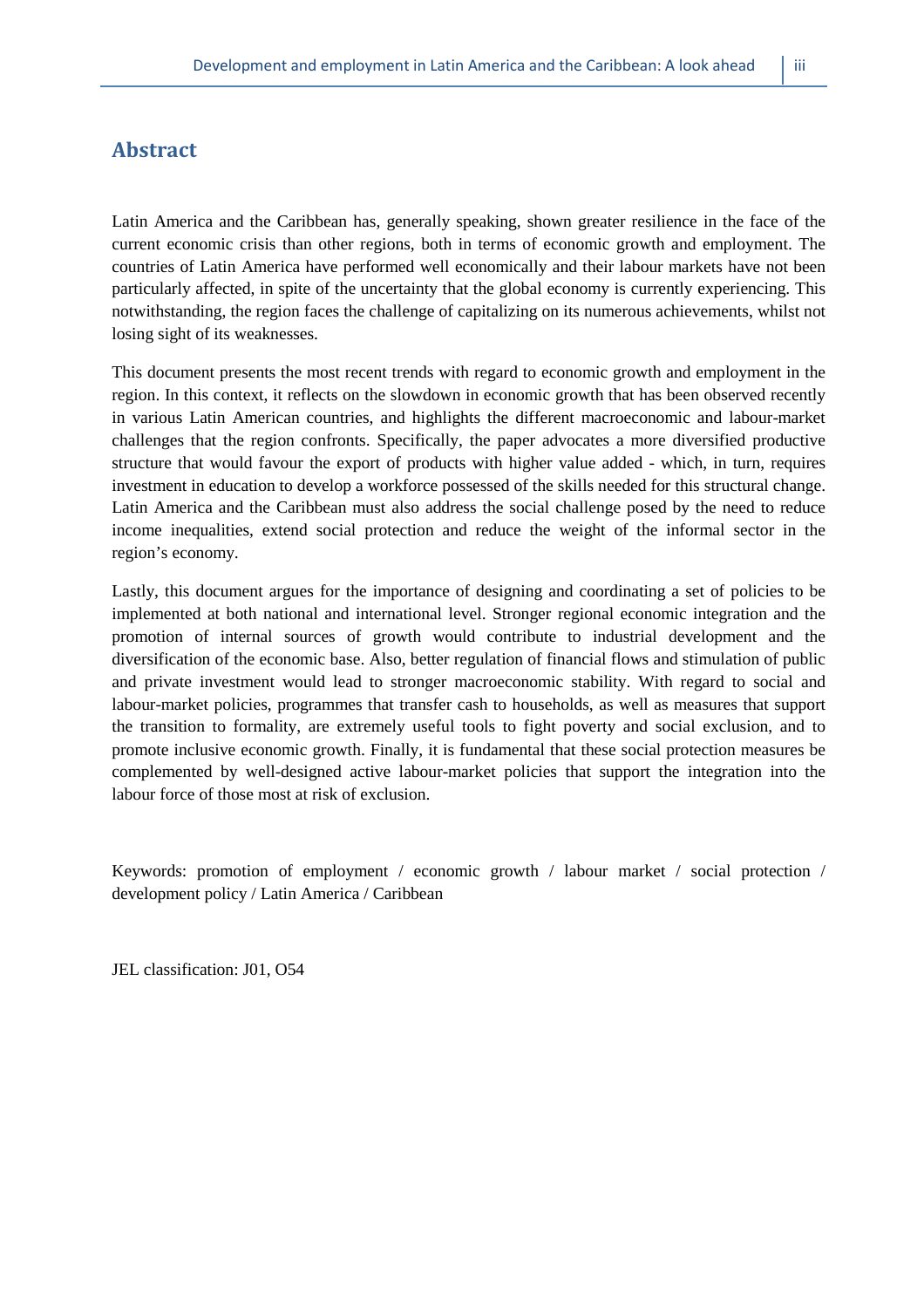## Abstract

Latin America and the Caribbean has, generally speaking, shown greater resilience in the face of the current economic crisis than other regions, both in terms of economic growth and employment. The countries of Latin America have performed well economically and their labour markets have not been particularly affected, in spite of the uncertainty that the global economy is currently experiencing. This notwithstanding, the region faces the challenge of capitalizing on its numerous achievements, whilst not losing sight of its weaknesses.

This document presents the most recent trends with regard to economic growth and employment in the region. In this context, it reflects on the slowdown in economic growth that has been observed recently in various Latin American countries, and highlights the different macroeconomic and labour-market challenges that the region confronts. Specifically, the paper advocates a more diversified productive structure that would favour the export of products with higher value added - which, in turn, requires investment in education to develop a workforce possessed of the skills needed for this structural change. Latin America and the Caribbean must also address the social challenge posed by the need to reduce income inequalities, extend social protection and reduce the weight of the informal sector in the region's economy.

Lastly, this document argues for the importance of designing and coordinating a set of policies to be implemented at both national and international level. Stronger regional economic integration and the promotion of internal sources of growth would contribute to industrial development and the diversification of the economic base. Also, better regulation of financial flows and stimulation of public and private investment would lead to stronger macroeconomic stability. With regard to social and labour-market policies, programmes that transfer cash to households, as well as measures that support the transition to formality, are extremely useful tools to fight poverty and social exclusion, and to promote inclusive economic growth. Finally, it is fundamental that these social protection measures be complemented by well-designed active labour-market policies that support the integration into the labour force of those most at risk of exclusion.

Keywords: promotion of employment / economic growth / labour market / social protection / development policy / Latin America / Caribbean

JEL classification: J01, O54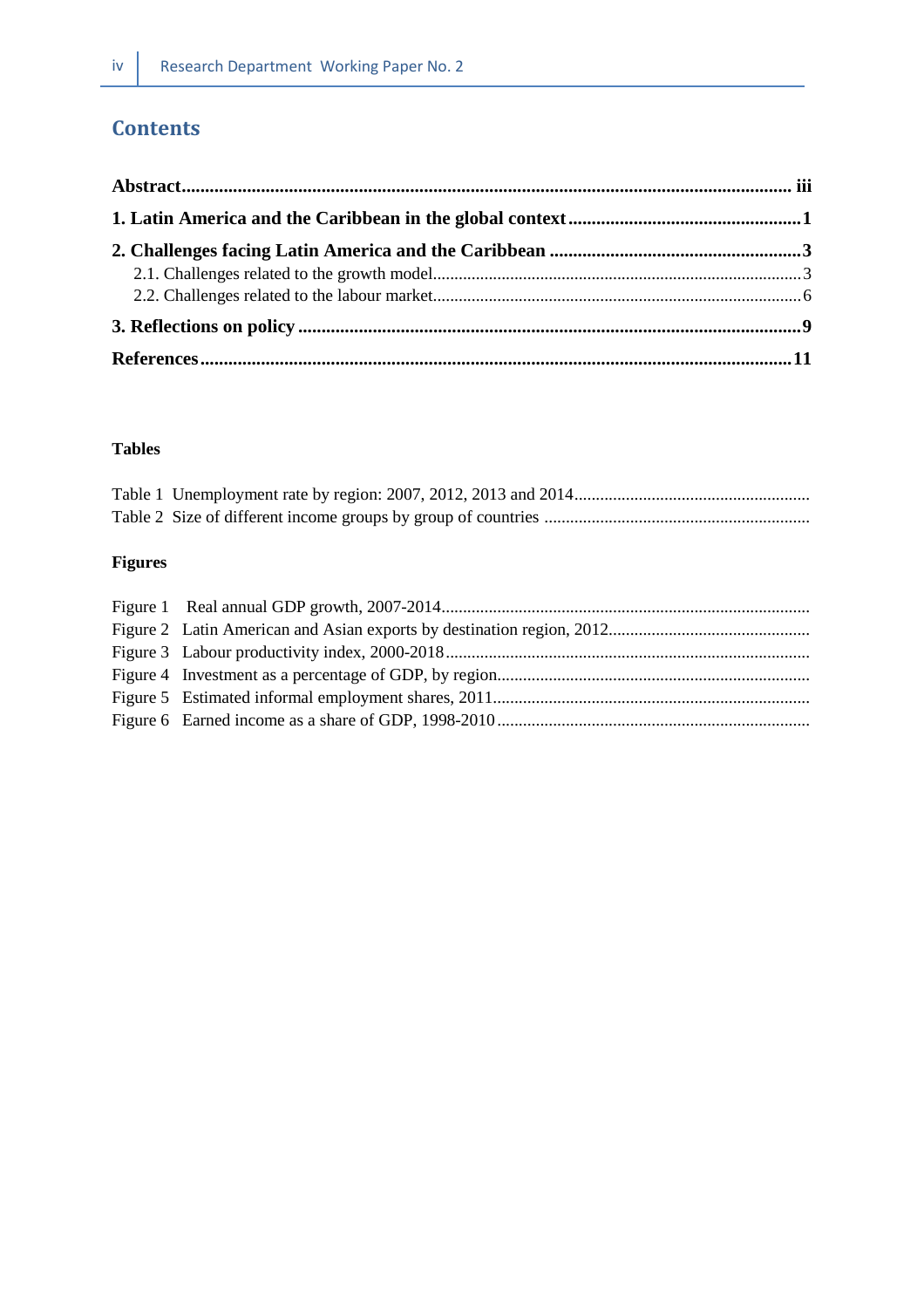# Contents

**Abstract** .......... **iii**

**1. Latin America and the Caribbean in the global context** .......... **1**

**2. Challenges facing Latin America and the Caribbean** .......... **3**

- 2.1. Challenges related to the growth model .......... 3
- 2.2. Challenges related to the labour market .......... 6

**3. Reflections on policy** .......... **9**

**References** .......... **11**

### Tables

Table 1 Unemployment rate by region: 2007, 2012, 2013 and 2014 ..........

Table 2 Size of different income groups by group of countries ..........

### Figures

Figure 1 Real annual GDP growth, 2007-2014 ..........

Figure 2 Latin American and Asian exports by destination region, 2012 ..........

Figure 3 Labour productivity index, 2000-2018 ..........

Figure 4 Investment as a percentage of GDP, by region ..........

Figure 5 Estimated informal employment shares, 2011 ..........

Figure 6 Earned income as a share of GDP, 1998-2010 ..........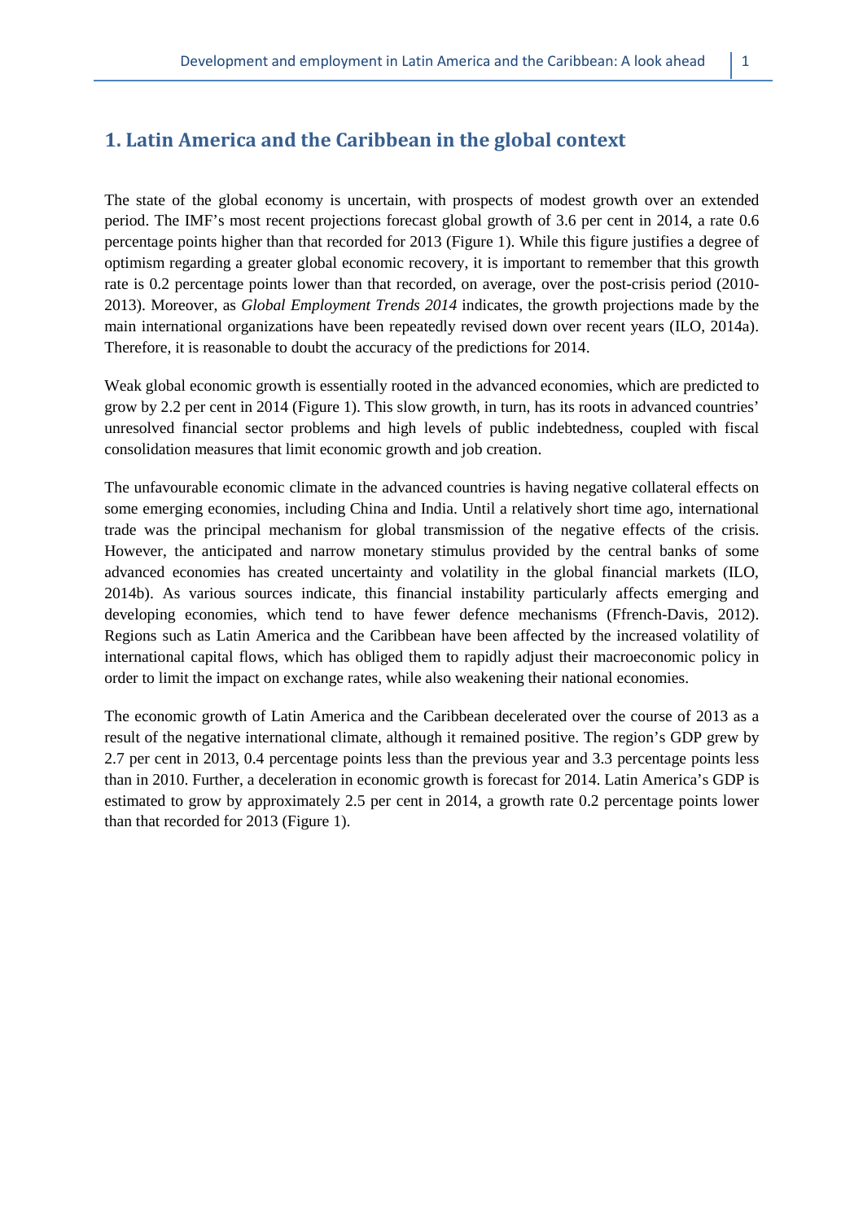## 1. Latin America and the Caribbean in the global context

The state of the global economy is uncertain, with prospects of modest growth over an extended period. The IMF's most recent projections forecast global growth of 3.6 per cent in 2014, a rate 0.6 percentage points higher than that recorded for 2013 (Figure 1). While this figure justifies a degree of optimism regarding a greater global economic recovery, it is important to remember that this growth rate is 0.2 percentage points lower than that recorded, on average, over the post-crisis period (2010-2013). Moreover, as *Global Employment Trends 2014* indicates, the growth projections made by the main international organizations have been repeatedly revised down over recent years (ILO, 2014a). Therefore, it is reasonable to doubt the accuracy of the predictions for 2014.

Weak global economic growth is essentially rooted in the advanced economies, which are predicted to grow by 2.2 per cent in 2014 (Figure 1). This slow growth, in turn, has its roots in advanced countries' unresolved financial sector problems and high levels of public indebtedness, coupled with fiscal consolidation measures that limit economic growth and job creation.

The unfavourable economic climate in the advanced countries is having negative collateral effects on some emerging economies, including China and India. Until a relatively short time ago, international trade was the principal mechanism for global transmission of the negative effects of the crisis. However, the anticipated and narrow monetary stimulus provided by the central banks of some advanced economies has created uncertainty and volatility in the global financial markets (ILO, 2014b). As various sources indicate, this financial instability particularly affects emerging and developing economies, which tend to have fewer defence mechanisms (Ffrench-Davis, 2012). Regions such as Latin America and the Caribbean have been affected by the increased volatility of international capital flows, which has obliged them to rapidly adjust their macroeconomic policy in order to limit the impact on exchange rates, while also weakening their national economies.

The economic growth of Latin America and the Caribbean decelerated over the course of 2013 as a result of the negative international climate, although it remained positive. The region's GDP grew by 2.7 per cent in 2013, 0.4 percentage points less than the previous year and 3.3 percentage points less than in 2010. Further, a deceleration in economic growth is forecast for 2014. Latin America's GDP is estimated to grow by approximately 2.5 per cent in 2014, a growth rate 0.2 percentage points lower than that recorded for 2013 (Figure 1).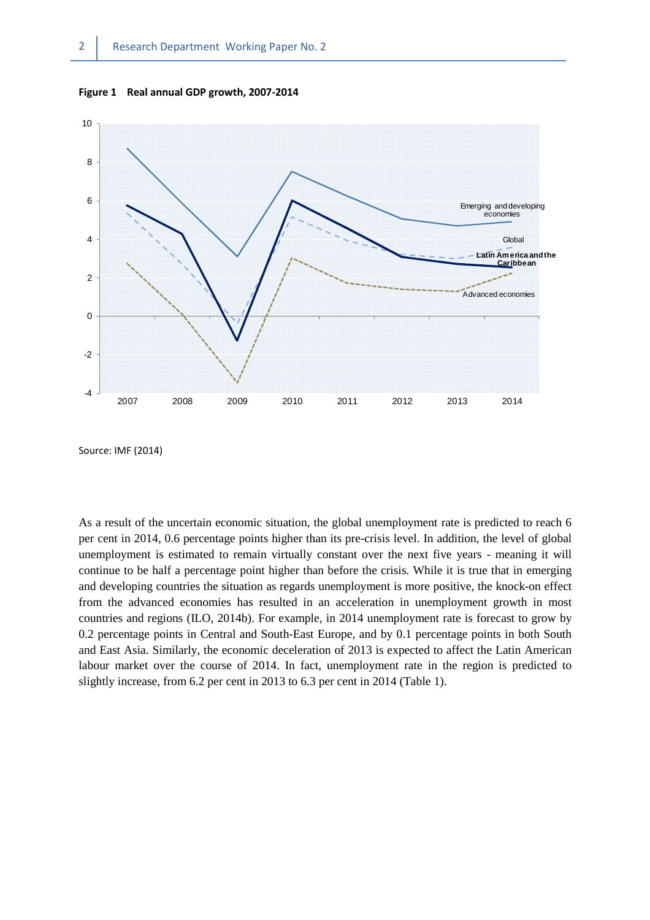**Figure 1 Real annual GDP growth, 2007-2014**

Source: IMF (2014)

As a result of the uncertain economic situation, the global unemployment rate is predicted to reach 6 per cent in 2014, 0.6 percentage points higher than its pre-crisis level. In addition, the level of global unemployment is estimated to remain virtually constant over the next five years - meaning it will continue to be half a percentage point higher than before the crisis. While it is true that in emerging and developing countries the situation as regards unemployment is more positive, the knock-on effect from the advanced economies has resulted in an acceleration in unemployment growth in most countries and regions (ILO, 2014b). For example, in 2014 unemployment rate is forecast to grow by 0.2 percentage points in Central and South-East Europe, and by 0.1 percentage points in both South and East Asia. Similarly, the economic deceleration of 2013 is expected to affect the Latin American labour market over the course of 2014. In fact, unemployment rate in the region is predicted to slightly increase, from 6.2 per cent in 2013 to 6.3 per cent in 2014 (Table 1).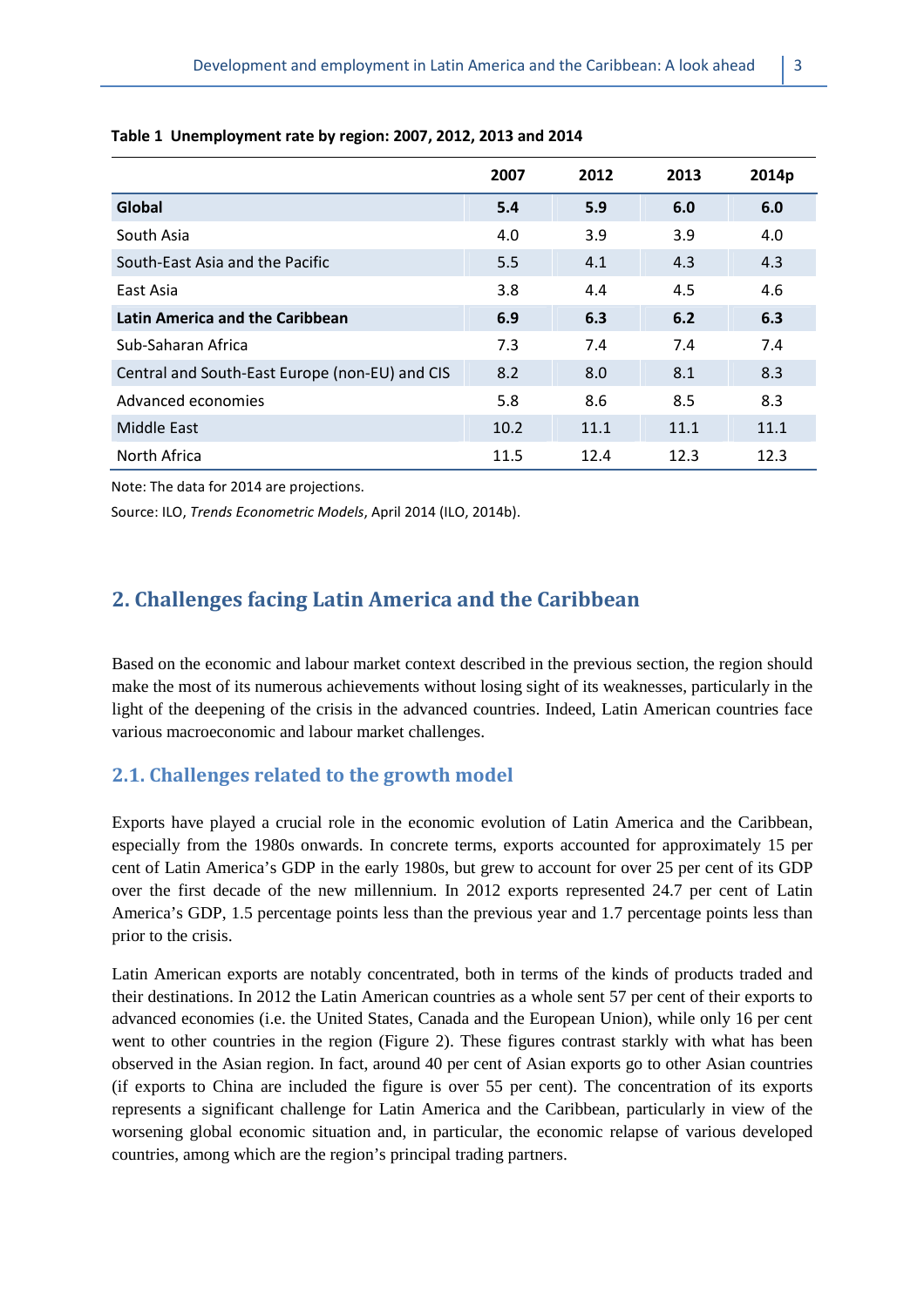**Table 1 Unemployment rate by region: 2007, 2012, 2013 and 2014**

| | 2007 | 2012 | 2013 | 2014p |
|---|---|---|---|---|
| **Global** | **5.4** | **5.9** | **6.0** | **6.0** |
| South Asia | 4.0 | 3.9 | 3.9 | 4.0 |
| South-East Asia and the Pacific | 5.5 | 4.1 | 4.3 | 4.3 |
| East Asia | 3.8 | 4.4 | 4.5 | 4.6 |
| **Latin America and the Caribbean** | **6.9** | **6.3** | **6.2** | **6.3** |
| Sub-Saharan Africa | 7.3 | 7.4 | 7.4 | 7.4 |
| Central and South-East Europe (non-EU) and CIS | 8.2 | 8.0 | 8.1 | 8.3 |
| Advanced economies | 5.8 | 8.6 | 8.5 | 8.3 |
| Middle East | 10.2 | 11.1 | 11.1 | 11.1 |
| North Africa | 11.5 | 12.4 | 12.3 | 12.3 |

Note: The data for 2014 are projections.

Source: ILO, *Trends Econometric Models*, April 2014 (ILO, 2014b).

## 2. Challenges facing Latin America and the Caribbean

Based on the economic and labour market context described in the previous section, the region should make the most of its numerous achievements without losing sight of its weaknesses, particularly in the light of the deepening of the crisis in the advanced countries. Indeed, Latin American countries face various macroeconomic and labour market challenges.

### 2.1. Challenges related to the growth model

Exports have played a crucial role in the economic evolution of Latin America and the Caribbean, especially from the 1980s onwards. In concrete terms, exports accounted for approximately 15 per cent of Latin America's GDP in the early 1980s, but grew to account for over 25 per cent of its GDP over the first decade of the new millennium. In 2012 exports represented 24.7 per cent of Latin America's GDP, 1.5 percentage points less than the previous year and 1.7 percentage points less than prior to the crisis.

Latin American exports are notably concentrated, both in terms of the kinds of products traded and their destinations. In 2012 the Latin American countries as a whole sent 57 per cent of their exports to advanced economies (i.e. the United States, Canada and the European Union), while only 16 per cent went to other countries in the region (Figure 2). These figures contrast starkly with what has been observed in the Asian region. In fact, around 40 per cent of Asian exports go to other Asian countries (if exports to China are included the figure is over 55 per cent). The concentration of its exports represents a significant challenge for Latin America and the Caribbean, particularly in view of the worsening global economic situation and, in particular, the economic relapse of various developed countries, among which are the region's principal trading partners.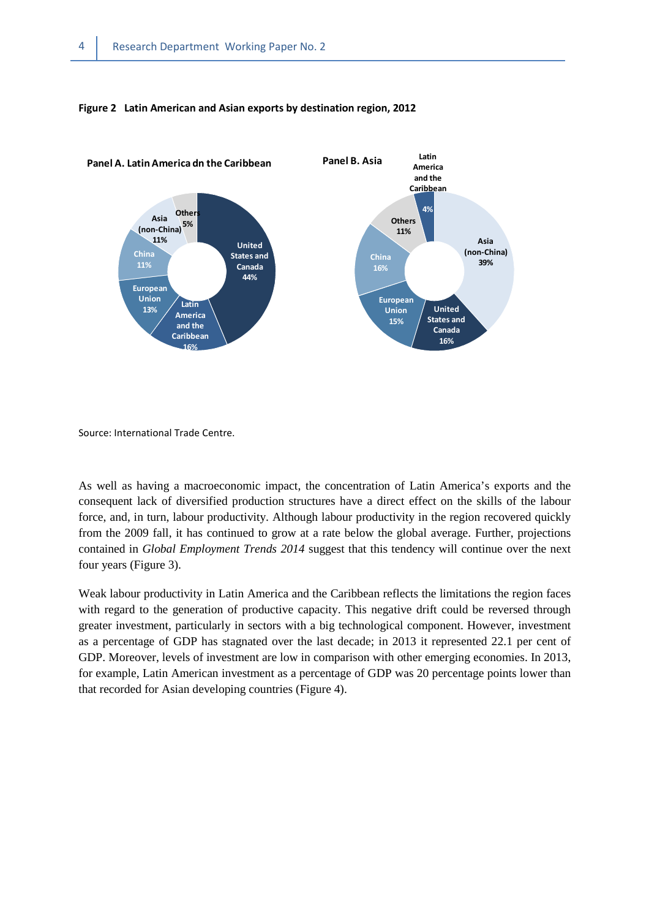**Figure 2  Latin American and Asian exports by destination region, 2012**

**Panel A. Latin America dn the Caribbean**

| Destination | Share |
|---|---|
| United States and Canada | 44% |
| Latin America and the Caribbean | 16% |
| European Union | 13% |
| China | 11% |
| Asia (non-China) | 11% |
| Others | 5% |

**Panel B. Asia**

| Destination | Share |
|---|---|
| Asia (non-China) | 39% |
| United States and Canada | 16% |
| European Union | 15% |
| China | 16% |
| Others | 11% |
| Latin America and the Caribbean | 4% |

Source: International Trade Centre.

As well as having a macroeconomic impact, the concentration of Latin America's exports and the consequent lack of diversified production structures have a direct effect on the skills of the labour force, and, in turn, labour productivity. Although labour productivity in the region recovered quickly from the 2009 fall, it has continued to grow at a rate below the global average. Further, projections contained in *Global Employment Trends 2014* suggest that this tendency will continue over the next four years (Figure 3).

Weak labour productivity in Latin America and the Caribbean reflects the limitations the region faces with regard to the generation of productive capacity. This negative drift could be reversed through greater investment, particularly in sectors with a big technological component. However, investment as a percentage of GDP has stagnated over the last decade; in 2013 it represented 22.1 per cent of GDP. Moreover, levels of investment are low in comparison with other emerging economies. In 2013, for example, Latin American investment as a percentage of GDP was 20 percentage points lower than that recorded for Asian developing countries (Figure 4).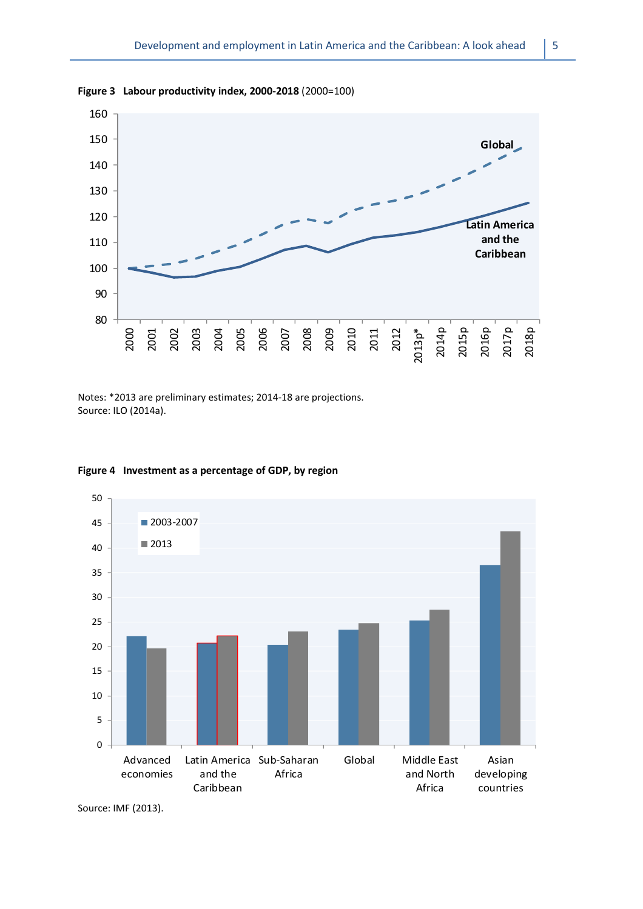**Figure 3 Labour productivity index, 2000-2018** (2000=100)

Notes: *2013 are preliminary estimates; 2014-18 are projections.
Source: ILO (2014a).

**Figure 4 Investment as a percentage of GDP, by region**

Source: IMF (2013).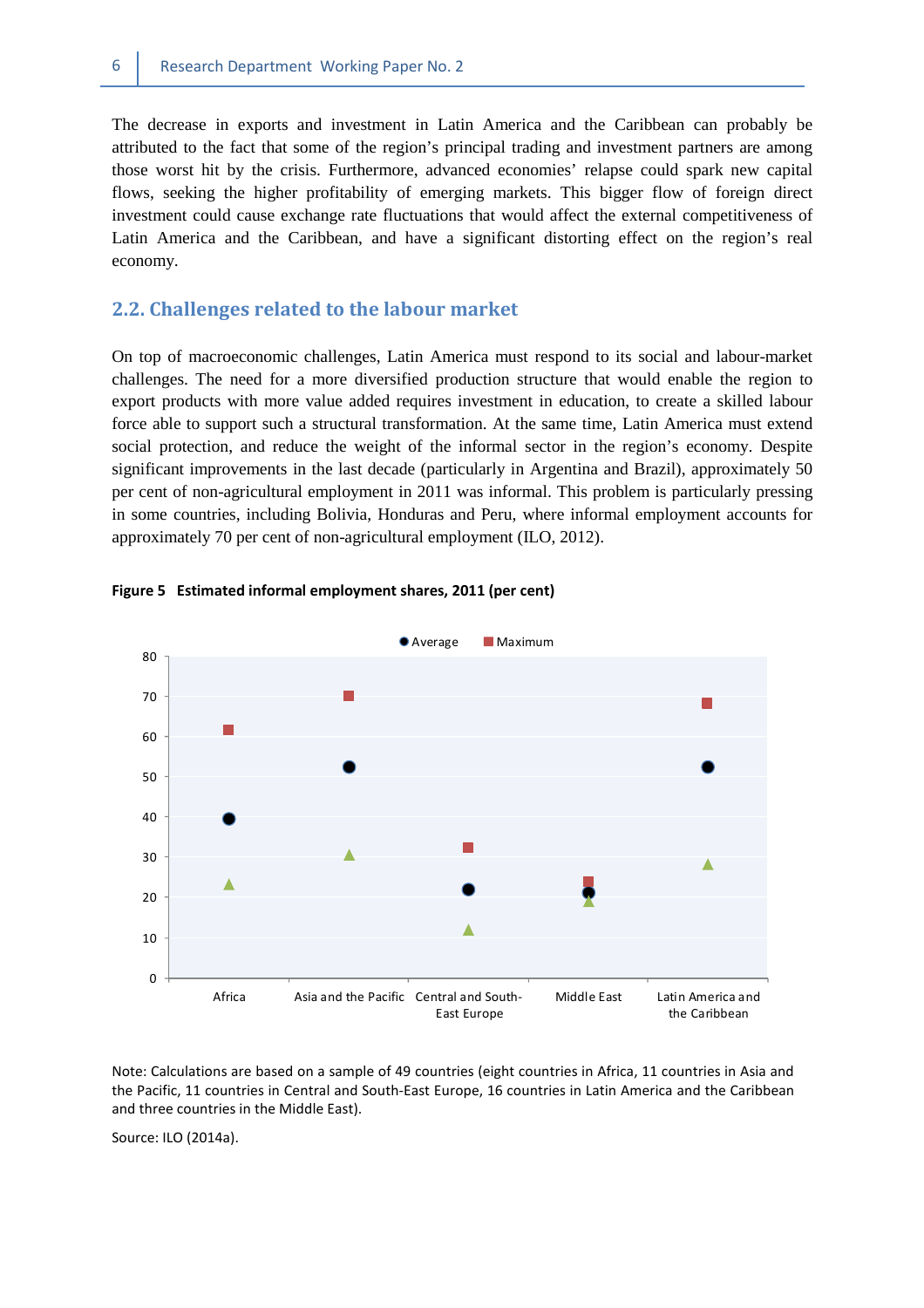The decrease in exports and investment in Latin America and the Caribbean can probably be attributed to the fact that some of the region's principal trading and investment partners are among those worst hit by the crisis. Furthermore, advanced economies' relapse could spark new capital flows, seeking the higher profitability of emerging markets. This bigger flow of foreign direct investment could cause exchange rate fluctuations that would affect the external competitiveness of Latin America and the Caribbean, and have a significant distorting effect on the region's real economy.

## 2.2. Challenges related to the labour market

On top of macroeconomic challenges, Latin America must respond to its social and labour-market challenges. The need for a more diversified production structure that would enable the region to export products with more value added requires investment in education, to create a skilled labour force able to support such a structural transformation. At the same time, Latin America must extend social protection, and reduce the weight of the informal sector in the region's economy. Despite significant improvements in the last decade (particularly in Argentina and Brazil), approximately 50 per cent of non-agricultural employment in 2011 was informal. This problem is particularly pressing in some countries, including Bolivia, Honduras and Peru, where informal employment accounts for approximately 70 per cent of non-agricultural employment (ILO, 2012).

**Figure 5 Estimated informal employment shares, 2011 (per cent)**

Note: Calculations are based on a sample of 49 countries (eight countries in Africa, 11 countries in Asia and the Pacific, 11 countries in Central and South-East Europe, 16 countries in Latin America and the Caribbean and three countries in the Middle East).

Source: ILO (2014a).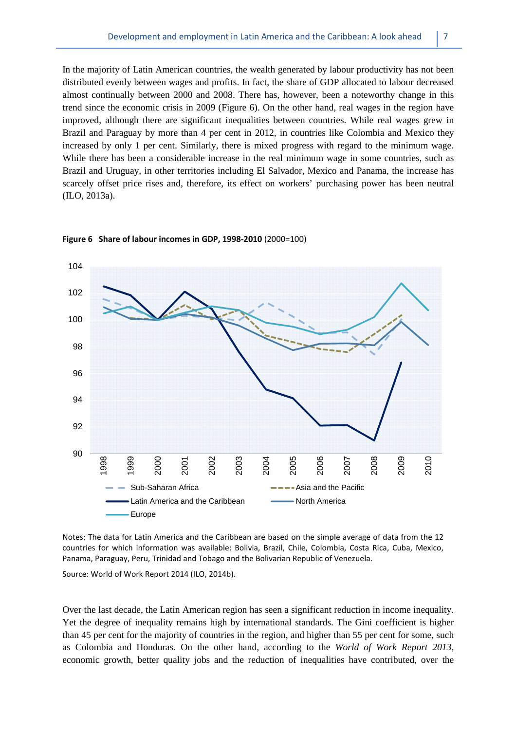In the majority of Latin American countries, the wealth generated by labour productivity has not been distributed evenly between wages and profits. In fact, the share of GDP allocated to labour decreased almost continually between 2000 and 2008. There has, however, been a noteworthy change in this trend since the economic crisis in 2009 (Figure 6). On the other hand, real wages in the region have improved, although there are significant inequalities between countries. While real wages grew in Brazil and Paraguay by more than 4 per cent in 2012, in countries like Colombia and Mexico they increased by only 1 per cent. Similarly, there is mixed progress with regard to the minimum wage. While there has been a considerable increase in the real minimum wage in some countries, such as Brazil and Uruguay, in other territories including El Salvador, Mexico and Panama, the increase has scarcely offset price rises and, therefore, its effect on workers' purchasing power has been neutral (ILO, 2013a).

**Figure 6 Share of labour incomes in GDP, 1998-2010** (2000=100)

Notes: The data for Latin America and the Caribbean are based on the simple average of data from the 12 countries for which information was available: Bolivia, Brazil, Chile, Colombia, Costa Rica, Cuba, Mexico, Panama, Paraguay, Peru, Trinidad and Tobago and the Bolivarian Republic of Venezuela.

Source: World of Work Report 2014 (ILO, 2014b).

Over the last decade, the Latin American region has seen a significant reduction in income inequality. Yet the degree of inequality remains high by international standards. The Gini coefficient is higher than 45 per cent for the majority of countries in the region, and higher than 55 per cent for some, such as Colombia and Honduras. On the other hand, according to the *World of Work Report 2013*, economic growth, better quality jobs and the reduction of inequalities have contributed, over the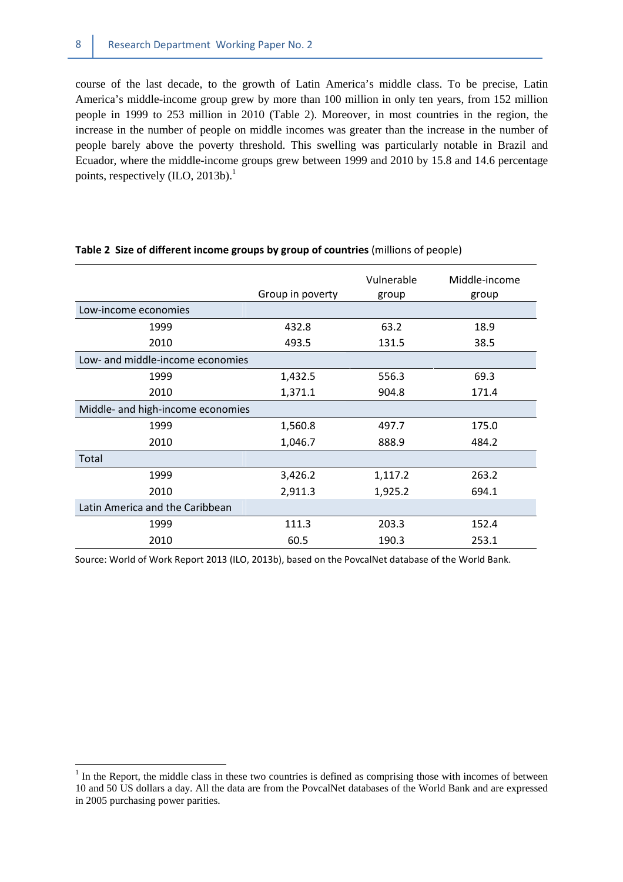course of the last decade, to the growth of Latin America's middle class. To be precise, Latin America's middle-income group grew by more than 100 million in only ten years, from 152 million people in 1999 to 253 million in 2010 (Table 2). Moreover, in most countries in the region, the increase in the number of people on middle incomes was greater than the increase in the number of people barely above the poverty threshold. This swelling was particularly notable in Brazil and Ecuador, where the middle-income groups grew between 1999 and 2010 by 15.8 and 14.6 percentage points, respectively (ILO, 2013b).[1]

**Table 2 Size of different income groups by group of countries** (millions of people)

| | Group in poverty | Vulnerable group | Middle-income group |
|---|---|---|---|
| Low-income economies | | | |
| 1999 | 432.8 | 63.2 | 18.9 |
| 2010 | 493.5 | 131.5 | 38.5 |
| Low- and middle-income economies | | | |
| 1999 | 1,432.5 | 556.3 | 69.3 |
| 2010 | 1,371.1 | 904.8 | 171.4 |
| Middle- and high-income economies | | | |
| 1999 | 1,560.8 | 497.7 | 175.0 |
| 2010 | 1,046.7 | 888.9 | 484.2 |
| Total | | | |
| 1999 | 3,426.2 | 1,117.2 | 263.2 |
| 2010 | 2,911.3 | 1,925.2 | 694.1 |
| Latin America and the Caribbean | | | |
| 1999 | 111.3 | 203.3 | 152.4 |
| 2010 | 60.5 | 190.3 | 253.1 |

Source: World of Work Report 2013 (ILO, 2013b), based on the PovcalNet database of the World Bank.

[1] In the Report, the middle class in these two countries is defined as comprising those with incomes of between 10 and 50 US dollars a day. All the data are from the PovcalNet databases of the World Bank and are expressed in 2005 purchasing power parities.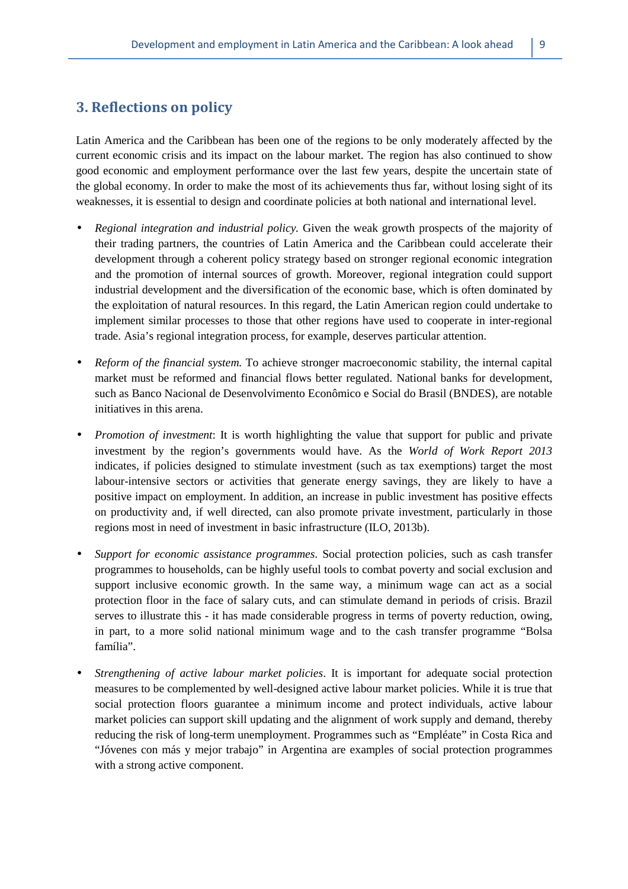## 3. Reflections on policy

Latin America and the Caribbean has been one of the regions to be only moderately affected by the current economic crisis and its impact on the labour market. The region has also continued to show good economic and employment performance over the last few years, despite the uncertain state of the global economy. In order to make the most of its achievements thus far, without losing sight of its weaknesses, it is essential to design and coordinate policies at both national and international level.

- *Regional integration and industrial policy.* Given the weak growth prospects of the majority of their trading partners, the countries of Latin America and the Caribbean could accelerate their development through a coherent policy strategy based on stronger regional economic integration and the promotion of internal sources of growth. Moreover, regional integration could support industrial development and the diversification of the economic base, which is often dominated by the exploitation of natural resources. In this regard, the Latin American region could undertake to implement similar processes to those that other regions have used to cooperate in inter-regional trade. Asia's regional integration process, for example, deserves particular attention.

- *Reform of the financial system.* To achieve stronger macroeconomic stability, the internal capital market must be reformed and financial flows better regulated. National banks for development, such as Banco Nacional de Desenvolvimento Econômico e Social do Brasil (BNDES), are notable initiatives in this arena.

- *Promotion of investment*: It is worth highlighting the value that support for public and private investment by the region's governments would have. As the *World of Work Report 2013* indicates, if policies designed to stimulate investment (such as tax exemptions) target the most labour-intensive sectors or activities that generate energy savings, they are likely to have a positive impact on employment. In addition, an increase in public investment has positive effects on productivity and, if well directed, can also promote private investment, particularly in those regions most in need of investment in basic infrastructure (ILO, 2013b).

- *Support for economic assistance programmes*. Social protection policies, such as cash transfer programmes to households, can be highly useful tools to combat poverty and social exclusion and support inclusive economic growth. In the same way, a minimum wage can act as a social protection floor in the face of salary cuts, and can stimulate demand in periods of crisis. Brazil serves to illustrate this - it has made considerable progress in terms of poverty reduction, owing, in part, to a more solid national minimum wage and to the cash transfer programme "Bolsa família".

- *Strengthening of active labour market policies*. It is important for adequate social protection measures to be complemented by well-designed active labour market policies. While it is true that social protection floors guarantee a minimum income and protect individuals, active labour market policies can support skill updating and the alignment of work supply and demand, thereby reducing the risk of long-term unemployment. Programmes such as "Empléate" in Costa Rica and "Jóvenes con más y mejor trabajo" in Argentina are examples of social protection programmes with a strong active component.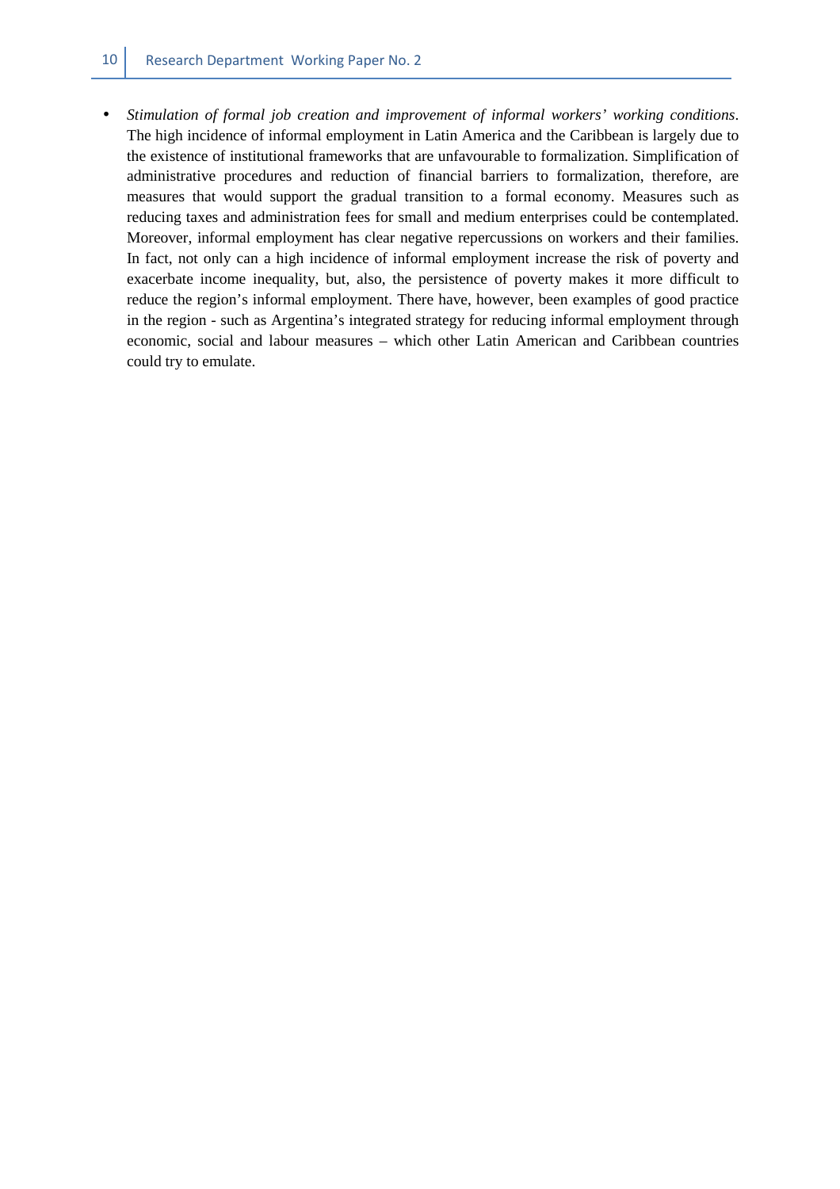- *Stimulation of formal job creation and improvement of informal workers' working conditions*. The high incidence of informal employment in Latin America and the Caribbean is largely due to the existence of institutional frameworks that are unfavourable to formalization. Simplification of administrative procedures and reduction of financial barriers to formalization, therefore, are measures that would support the gradual transition to a formal economy. Measures such as reducing taxes and administration fees for small and medium enterprises could be contemplated. Moreover, informal employment has clear negative repercussions on workers and their families. In fact, not only can a high incidence of informal employment increase the risk of poverty and exacerbate income inequality, but, also, the persistence of poverty makes it more difficult to reduce the region's informal employment. There have, however, been examples of good practice in the region - such as Argentina's integrated strategy for reducing informal employment through economic, social and labour measures – which other Latin American and Caribbean countries could try to emulate.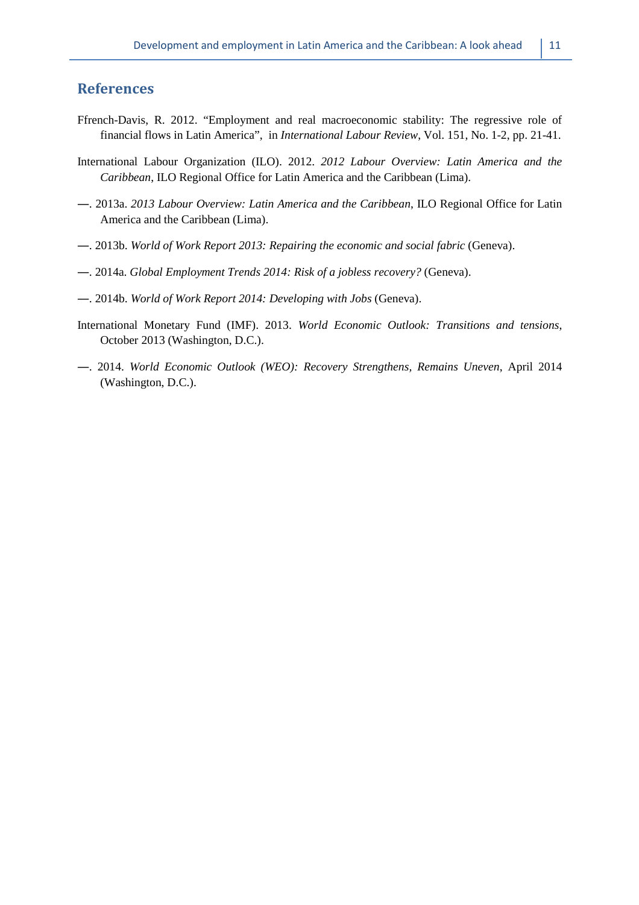## References

Ffrench-Davis, R. 2012. "Employment and real macroeconomic stability: The regressive role of financial flows in Latin America", in *International Labour Review*, Vol. 151, No. 1-2, pp. 21-41.

International Labour Organization (ILO). 2012. *2012 Labour Overview: Latin America and the Caribbean*, ILO Regional Office for Latin America and the Caribbean (Lima).

—. 2013a. *2013 Labour Overview: Latin America and the Caribbean*, ILO Regional Office for Latin America and the Caribbean (Lima).

—. 2013b. *World of Work Report 2013: Repairing the economic and social fabric* (Geneva).

—. 2014a. *Global Employment Trends 2014: Risk of a jobless recovery?* (Geneva).

—. 2014b. *World of Work Report 2014: Developing with Jobs* (Geneva).

International Monetary Fund (IMF). 2013. *World Economic Outlook: Transitions and tensions*, October 2013 (Washington, D.C.).

—. 2014. *World Economic Outlook (WEO): Recovery Strengthens, Remains Uneven*, April 2014 (Washington, D.C.).